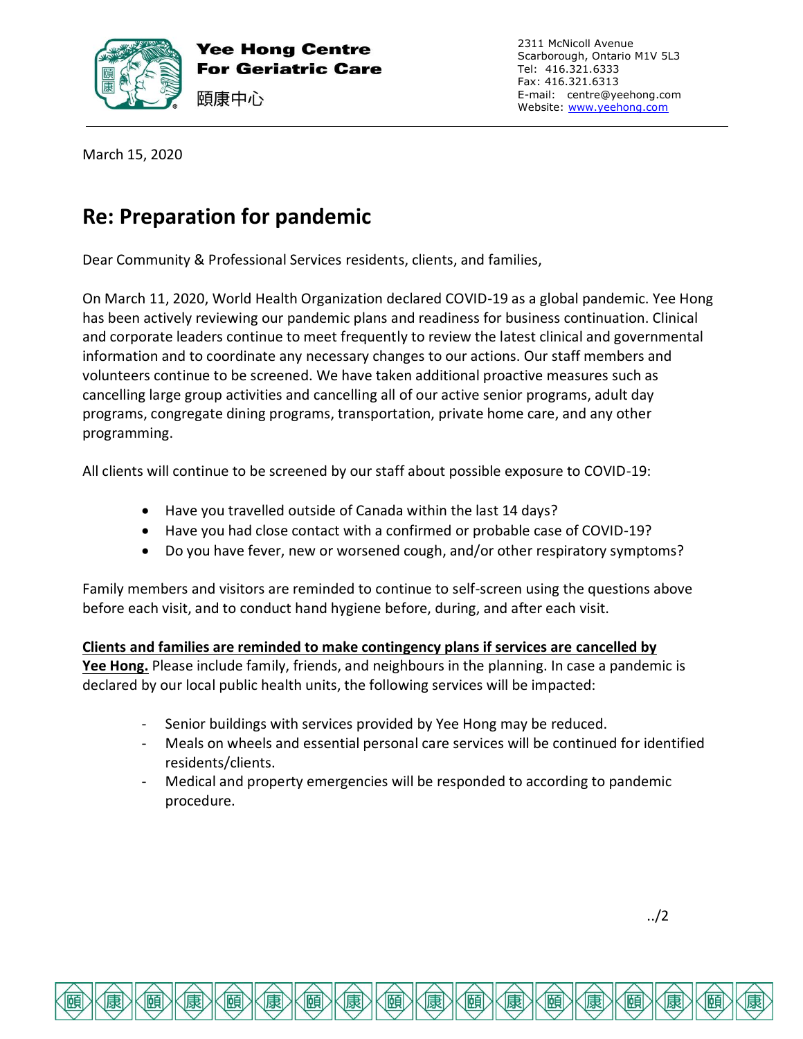**Yee Hong Centre For Geriatric Care**

頤康中心

2311 McNicoll Avenue
Scarborough, Ontario M1V 5L3
Tel: 416.321.6333
Fax: 416.321.6313
E-mail: centre@yeehong.com
Website: www.yeehong.com

March 15, 2020

# Re: Preparation for pandemic

Dear Community & Professional Services residents, clients, and families,

On March 11, 2020, World Health Organization declared COVID-19 as a global pandemic. Yee Hong has been actively reviewing our pandemic plans and readiness for business continuation. Clinical and corporate leaders continue to meet frequently to review the latest clinical and governmental information and to coordinate any necessary changes to our actions. Our staff members and volunteers continue to be screened. We have taken additional proactive measures such as cancelling large group activities and cancelling all of our active senior programs, adult day programs, congregate dining programs, transportation, private home care, and any other programming.

All clients will continue to be screened by our staff about possible exposure to COVID-19:

- Have you travelled outside of Canada within the last 14 days?
- Have you had close contact with a confirmed or probable case of COVID-19?
- Do you have fever, new or worsened cough, and/or other respiratory symptoms?

Family members and visitors are reminded to continue to self-screen using the questions above before each visit, and to conduct hand hygiene before, during, and after each visit.

**Clients and families are reminded to make contingency plans if services are cancelled by Yee Hong.** Please include family, friends, and neighbours in the planning. In case a pandemic is declared by our local public health units, the following services will be impacted:

- Senior buildings with services provided by Yee Hong may be reduced.
- Meals on wheels and essential personal care services will be continued for identified residents/clients.
- Medical and property emergencies will be responded to according to pandemic procedure.

../2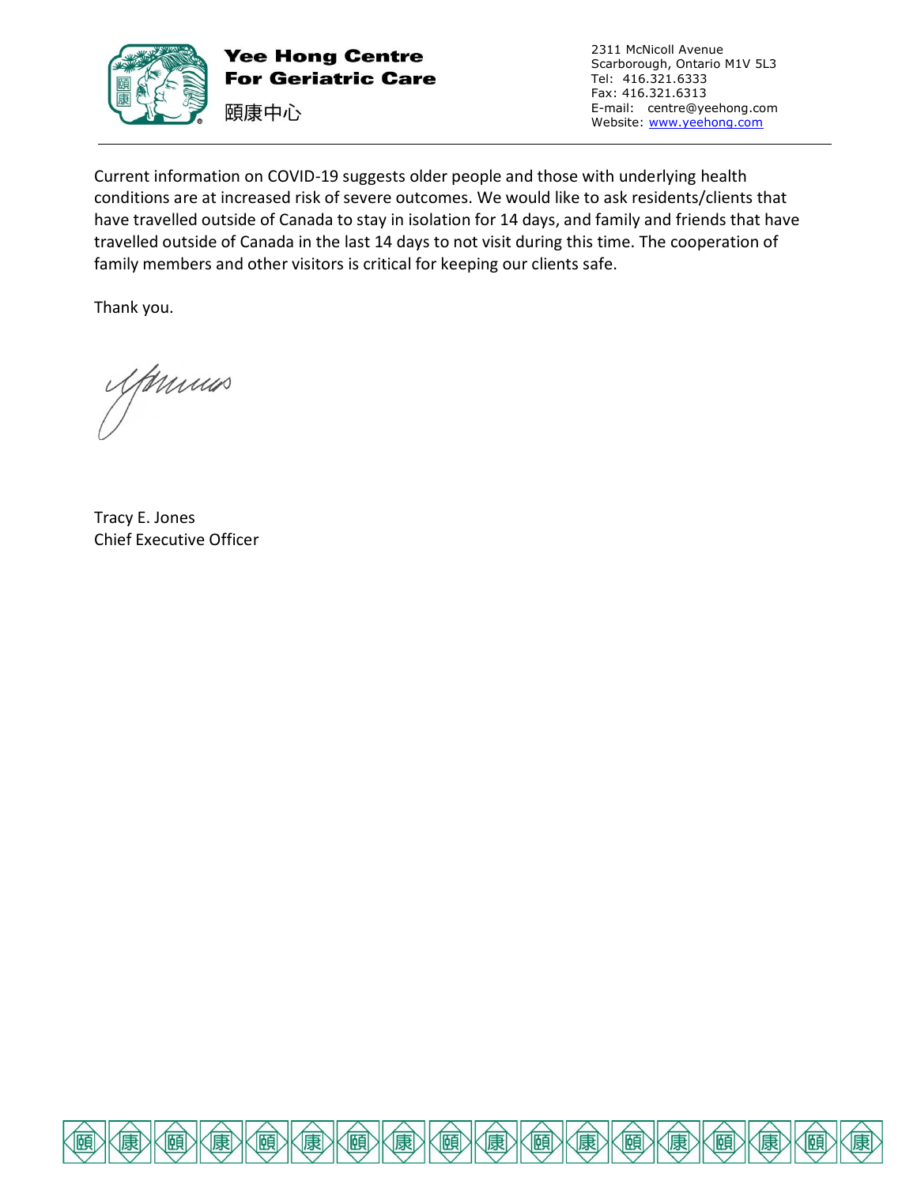**Yee Hong Centre For Geriatric Care**
頤康中心

2311 McNicoll Avenue
Scarborough, Ontario M1V 5L3
Tel: 416.321.6333
Fax: 416.321.6313
E-mail: centre@yeehong.com
Website: www.yeehong.com

---

Current information on COVID-19 suggests older people and those with underlying health conditions are at increased risk of severe outcomes. We would like to ask residents/clients that have travelled outside of Canada to stay in isolation for 14 days, and family and friends that have travelled outside of Canada in the last 14 days to not visit during this time. The cooperation of family members and other visitors is critical for keeping our clients safe.

Thank you.

Tracy E. Jones
Chief Executive Officer